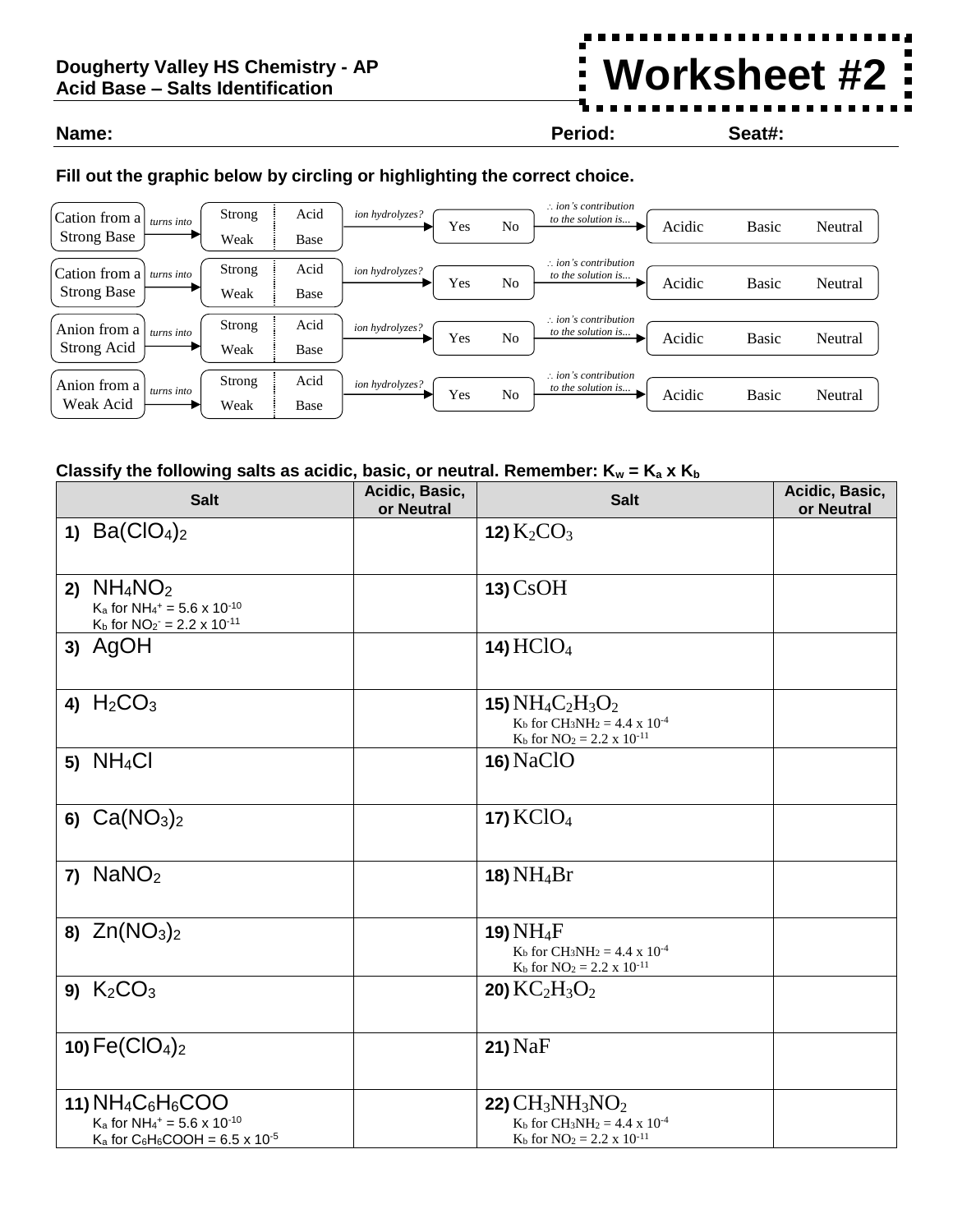**Dougherty Valley HS Chemistry - AP**
**Acid Base – Salts Identification**

# Worksheet #2

**Name:** **Period:** **Seat#:**

**Fill out the graphic below by circling or highlighting the correct choice.**

| Ion | | Strong / Weak, Acid / Base | ion hydrolyzes? | ∴ ion's contribution to the solution is... |
|---|---|---|---|---|
| Cation from a Strong Base | *turns into* → | Strong Acid / Weak Base | Yes No | Acidic Basic Neutral |
| Cation from a Strong Base | *turns into* → | Strong Acid / Weak Base | Yes No | Acidic Basic Neutral |
| Anion from a Strong Acid | *turns into* → | Strong Acid / Weak Base | Yes No | Acidic Basic Neutral |
| Anion from a Weak Acid | *turns into* → | Strong Acid / Weak Base | Yes No | Acidic Basic Neutral |

**Classify the following salts as acidic, basic, or neutral. Remember: $K_w = K_a \times K_b$**

| Salt | Acidic, Basic, or Neutral | Salt | Acidic, Basic, or Neutral |
|---|---|---|---|
| **1)** $Ba(ClO_4)_2$ | | **12)** $K_2CO_3$ | |
| **2)** $NH_4NO_2$<br>$K_a$ for $NH_4^+ = 5.6 \times 10^{-10}$<br>$K_b$ for $NO_2^- = 2.2 \times 10^{-11}$ | | **13)** $CsOH$ | |
| **3)** $AgOH$ | | **14)** $HClO_4$ | |
| **4)** $H_2CO_3$ | | **15)** $NH_4C_2H_3O_2$<br>$K_b$ for $CH_3NH_2 = 4.4 \times 10^{-4}$<br>$K_b$ for $NO_2 = 2.2 \times 10^{-11}$ | |
| **5)** $NH_4Cl$ | | **16)** $NaClO$ | |
| **6)** $Ca(NO_3)_2$ | | **17)** $KClO_4$ | |
| **7)** $NaNO_2$ | | **18)** $NH_4Br$ | |
| **8)** $Zn(NO_3)_2$ | | **19)** $NH_4F$<br>$K_b$ for $CH_3NH_2 = 4.4 \times 10^{-4}$<br>$K_b$ for $NO_2 = 2.2 \times 10^{-11}$ | |
| **9)** $K_2CO_3$ | | **20)** $KC_2H_3O_2$ | |
| **10)** $Fe(ClO_4)_2$ | | **21)** $NaF$ | |
| **11)** $NH_4C_6H_6COO$<br>$K_a$ for $NH_4^+ = 5.6 \times 10^{-10}$<br>$K_a$ for $C_6H_6COOH = 6.5 \times 10^{-5}$ | | **22)** $CH_3NH_3NO_2$<br>$K_b$ for $CH_3NH_2 = 4.4 \times 10^{-4}$<br>$K_b$ for $NO_2 = 2.2 \times 10^{-11}$ | |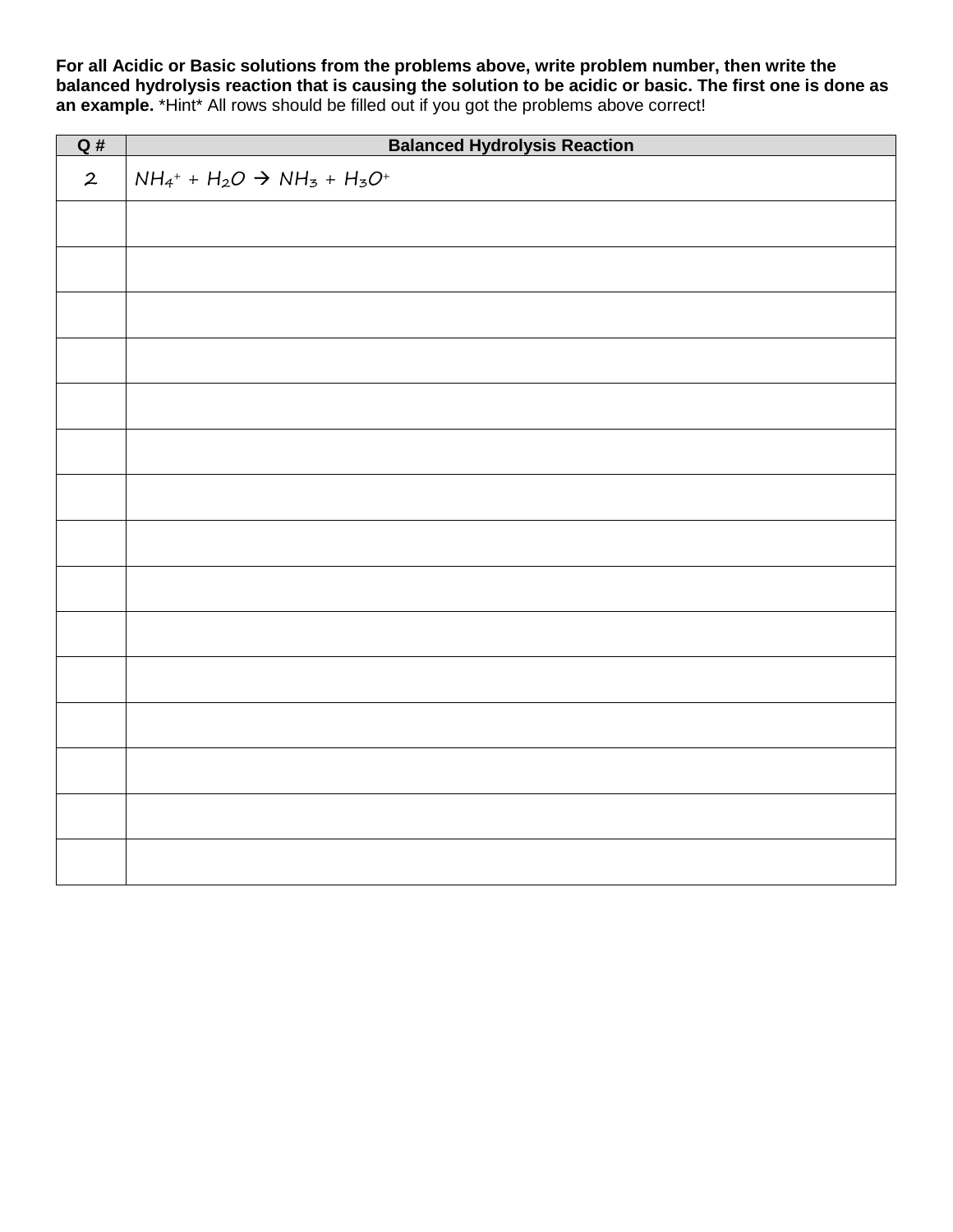**For all Acidic or Basic solutions from the problems above, write problem number, then write the balanced hydrolysis reaction that is causing the solution to be acidic or basic. The first one is done as an example.** *Hint* All rows should be filled out if you got the problems above correct!

| Q # | Balanced Hydrolysis Reaction |
|---|---|
| 2 | $NH_4^+ + H_2O \rightarrow NH_3 + H_3O^+$ |
| | |
| | |
| | |
| | |
| | |
| | |
| | |
| | |
| | |
| | |
| | |
| | |
| | |
| | |
| | |